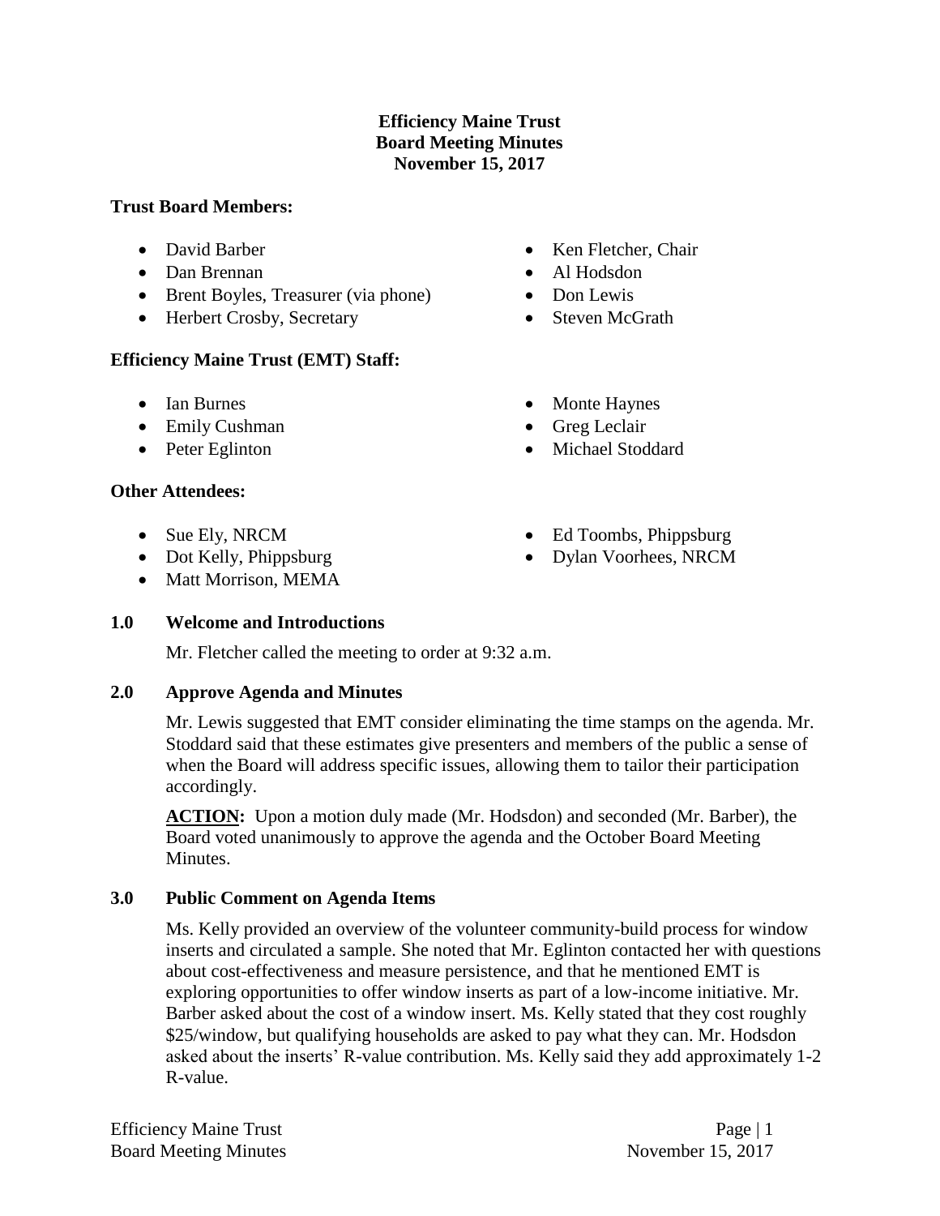# Efficiency Maine Trust
## Board Meeting Minutes
## November 15, 2017

### Trust Board Members:

- David Barber
- Dan Brennan
- Brent Boyles, Treasurer (via phone)
- Herbert Crosby, Secretary
- Ken Fletcher, Chair
- Al Hodsdon
- Don Lewis
- Steven McGrath

### Efficiency Maine Trust (EMT) Staff:

- Ian Burnes
- Emily Cushman
- Peter Eglinton
- Monte Haynes
- Greg Leclair
- Michael Stoddard

### Other Attendees:

- Sue Ely, NRCM
- Dot Kelly, Phippsburg
- Matt Morrison, MEMA
- Ed Toombs, Phippsburg
- Dylan Voorhees, NRCM

### 1.0 Welcome and Introductions

Mr. Fletcher called the meeting to order at 9:32 a.m.

### 2.0 Approve Agenda and Minutes

Mr. Lewis suggested that EMT consider eliminating the time stamps on the agenda. Mr. Stoddard said that these estimates give presenters and members of the public a sense of when the Board will address specific issues, allowing them to tailor their participation accordingly.

**ACTION:** Upon a motion duly made (Mr. Hodsdon) and seconded (Mr. Barber), the Board voted unanimously to approve the agenda and the October Board Meeting Minutes.

### 3.0 Public Comment on Agenda Items

Ms. Kelly provided an overview of the volunteer community-build process for window inserts and circulated a sample. She noted that Mr. Eglinton contacted her with questions about cost-effectiveness and measure persistence, and that he mentioned EMT is exploring opportunities to offer window inserts as part of a low-income initiative. Mr. Barber asked about the cost of a window insert. Ms. Kelly stated that they cost roughly $25/window, but qualifying households are asked to pay what they can. Mr. Hodsdon asked about the inserts' R-value contribution. Ms. Kelly said they add approximately 1-2 R-value.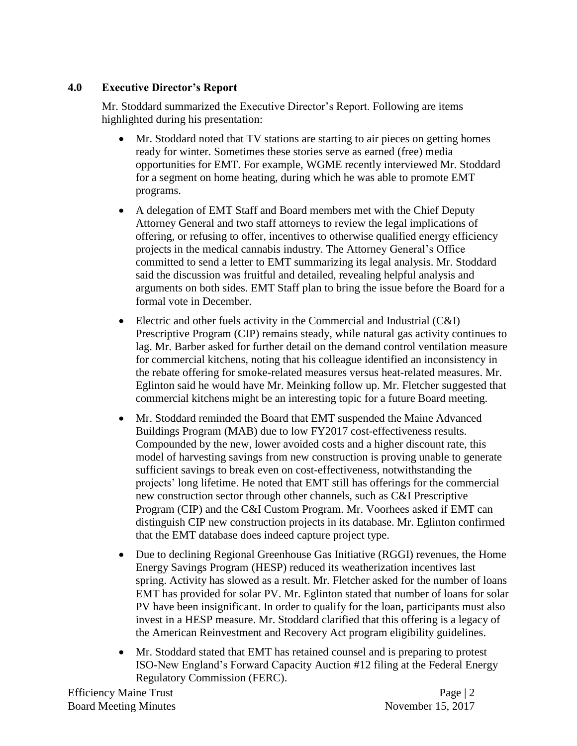## 4.0 Executive Director's Report

Mr. Stoddard summarized the Executive Director's Report. Following are items highlighted during his presentation:

- Mr. Stoddard noted that TV stations are starting to air pieces on getting homes ready for winter. Sometimes these stories serve as earned (free) media opportunities for EMT. For example, WGME recently interviewed Mr. Stoddard for a segment on home heating, during which he was able to promote EMT programs.
- A delegation of EMT Staff and Board members met with the Chief Deputy Attorney General and two staff attorneys to review the legal implications of offering, or refusing to offer, incentives to otherwise qualified energy efficiency projects in the medical cannabis industry. The Attorney General's Office committed to send a letter to EMT summarizing its legal analysis. Mr. Stoddard said the discussion was fruitful and detailed, revealing helpful analysis and arguments on both sides. EMT Staff plan to bring the issue before the Board for a formal vote in December.
- Electric and other fuels activity in the Commercial and Industrial (C&I) Prescriptive Program (CIP) remains steady, while natural gas activity continues to lag. Mr. Barber asked for further detail on the demand control ventilation measure for commercial kitchens, noting that his colleague identified an inconsistency in the rebate offering for smoke-related measures versus heat-related measures. Mr. Eglinton said he would have Mr. Meinking follow up. Mr. Fletcher suggested that commercial kitchens might be an interesting topic for a future Board meeting.
- Mr. Stoddard reminded the Board that EMT suspended the Maine Advanced Buildings Program (MAB) due to low FY2017 cost-effectiveness results. Compounded by the new, lower avoided costs and a higher discount rate, this model of harvesting savings from new construction is proving unable to generate sufficient savings to break even on cost-effectiveness, notwithstanding the projects' long lifetime. He noted that EMT still has offerings for the commercial new construction sector through other channels, such as C&I Prescriptive Program (CIP) and the C&I Custom Program. Mr. Voorhees asked if EMT can distinguish CIP new construction projects in its database. Mr. Eglinton confirmed that the EMT database does indeed capture project type.
- Due to declining Regional Greenhouse Gas Initiative (RGGI) revenues, the Home Energy Savings Program (HESP) reduced its weatherization incentives last spring. Activity has slowed as a result. Mr. Fletcher asked for the number of loans EMT has provided for solar PV. Mr. Eglinton stated that number of loans for solar PV have been insignificant. In order to qualify for the loan, participants must also invest in a HESP measure. Mr. Stoddard clarified that this offering is a legacy of the American Reinvestment and Recovery Act program eligibility guidelines.
- Mr. Stoddard stated that EMT has retained counsel and is preparing to protest ISO-New England's Forward Capacity Auction #12 filing at the Federal Energy Regulatory Commission (FERC).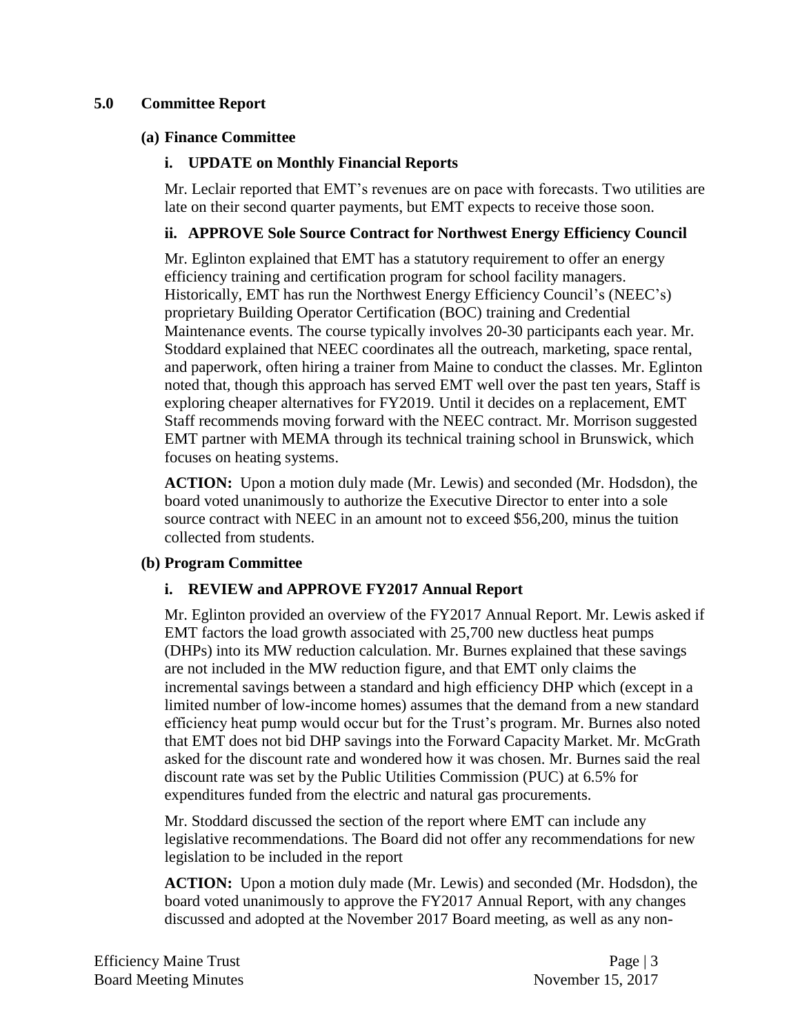## 5.0 Committee Report

### (a) Finance Committee

#### i. UPDATE on Monthly Financial Reports

Mr. Leclair reported that EMT's revenues are on pace with forecasts. Two utilities are late on their second quarter payments, but EMT expects to receive those soon.

#### ii. APPROVE Sole Source Contract for Northwest Energy Efficiency Council

Mr. Eglinton explained that EMT has a statutory requirement to offer an energy efficiency training and certification program for school facility managers. Historically, EMT has run the Northwest Energy Efficiency Council's (NEEC's) proprietary Building Operator Certification (BOC) training and Credential Maintenance events. The course typically involves 20-30 participants each year. Mr. Stoddard explained that NEEC coordinates all the outreach, marketing, space rental, and paperwork, often hiring a trainer from Maine to conduct the classes. Mr. Eglinton noted that, though this approach has served EMT well over the past ten years, Staff is exploring cheaper alternatives for FY2019. Until it decides on a replacement, EMT Staff recommends moving forward with the NEEC contract. Mr. Morrison suggested EMT partner with MEMA through its technical training school in Brunswick, which focuses on heating systems.

**ACTION:** Upon a motion duly made (Mr. Lewis) and seconded (Mr. Hodsdon), the board voted unanimously to authorize the Executive Director to enter into a sole source contract with NEEC in an amount not to exceed $56,200, minus the tuition collected from students.

### (b) Program Committee

#### i. REVIEW and APPROVE FY2017 Annual Report

Mr. Eglinton provided an overview of the FY2017 Annual Report. Mr. Lewis asked if EMT factors the load growth associated with 25,700 new ductless heat pumps (DHPs) into its MW reduction calculation. Mr. Burnes explained that these savings are not included in the MW reduction figure, and that EMT only claims the incremental savings between a standard and high efficiency DHP which (except in a limited number of low-income homes) assumes that the demand from a new standard efficiency heat pump would occur but for the Trust's program. Mr. Burnes also noted that EMT does not bid DHP savings into the Forward Capacity Market. Mr. McGrath asked for the discount rate and wondered how it was chosen. Mr. Burnes said the real discount rate was set by the Public Utilities Commission (PUC) at 6.5% for expenditures funded from the electric and natural gas procurements.

Mr. Stoddard discussed the section of the report where EMT can include any legislative recommendations. The Board did not offer any recommendations for new legislation to be included in the report

**ACTION:** Upon a motion duly made (Mr. Lewis) and seconded (Mr. Hodsdon), the board voted unanimously to approve the FY2017 Annual Report, with any changes discussed and adopted at the November 2017 Board meeting, as well as any non-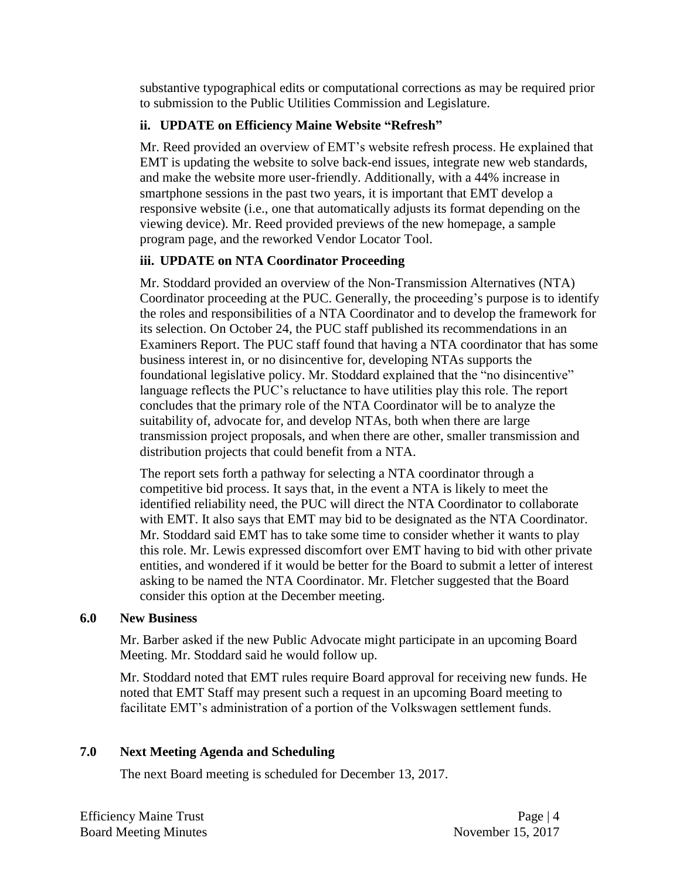substantive typographical edits or computational corrections as may be required prior to submission to the Public Utilities Commission and Legislature.

### ii. UPDATE on Efficiency Maine Website "Refresh"

Mr. Reed provided an overview of EMT's website refresh process. He explained that EMT is updating the website to solve back-end issues, integrate new web standards, and make the website more user-friendly. Additionally, with a 44% increase in smartphone sessions in the past two years, it is important that EMT develop a responsive website (i.e., one that automatically adjusts its format depending on the viewing device). Mr. Reed provided previews of the new homepage, a sample program page, and the reworked Vendor Locator Tool.

### iii. UPDATE on NTA Coordinator Proceeding

Mr. Stoddard provided an overview of the Non-Transmission Alternatives (NTA) Coordinator proceeding at the PUC. Generally, the proceeding's purpose is to identify the roles and responsibilities of a NTA Coordinator and to develop the framework for its selection. On October 24, the PUC staff published its recommendations in an Examiners Report. The PUC staff found that having a NTA coordinator that has some business interest in, or no disincentive for, developing NTAs supports the foundational legislative policy. Mr. Stoddard explained that the "no disincentive" language reflects the PUC's reluctance to have utilities play this role. The report concludes that the primary role of the NTA Coordinator will be to analyze the suitability of, advocate for, and develop NTAs, both when there are large transmission project proposals, and when there are other, smaller transmission and distribution projects that could benefit from a NTA.

The report sets forth a pathway for selecting a NTA coordinator through a competitive bid process. It says that, in the event a NTA is likely to meet the identified reliability need, the PUC will direct the NTA Coordinator to collaborate with EMT. It also says that EMT may bid to be designated as the NTA Coordinator. Mr. Stoddard said EMT has to take some time to consider whether it wants to play this role. Mr. Lewis expressed discomfort over EMT having to bid with other private entities, and wondered if it would be better for the Board to submit a letter of interest asking to be named the NTA Coordinator. Mr. Fletcher suggested that the Board consider this option at the December meeting.

## 6.0 New Business

Mr. Barber asked if the new Public Advocate might participate in an upcoming Board Meeting. Mr. Stoddard said he would follow up.

Mr. Stoddard noted that EMT rules require Board approval for receiving new funds. He noted that EMT Staff may present such a request in an upcoming Board meeting to facilitate EMT's administration of a portion of the Volkswagen settlement funds.

## 7.0 Next Meeting Agenda and Scheduling

The next Board meeting is scheduled for December 13, 2017.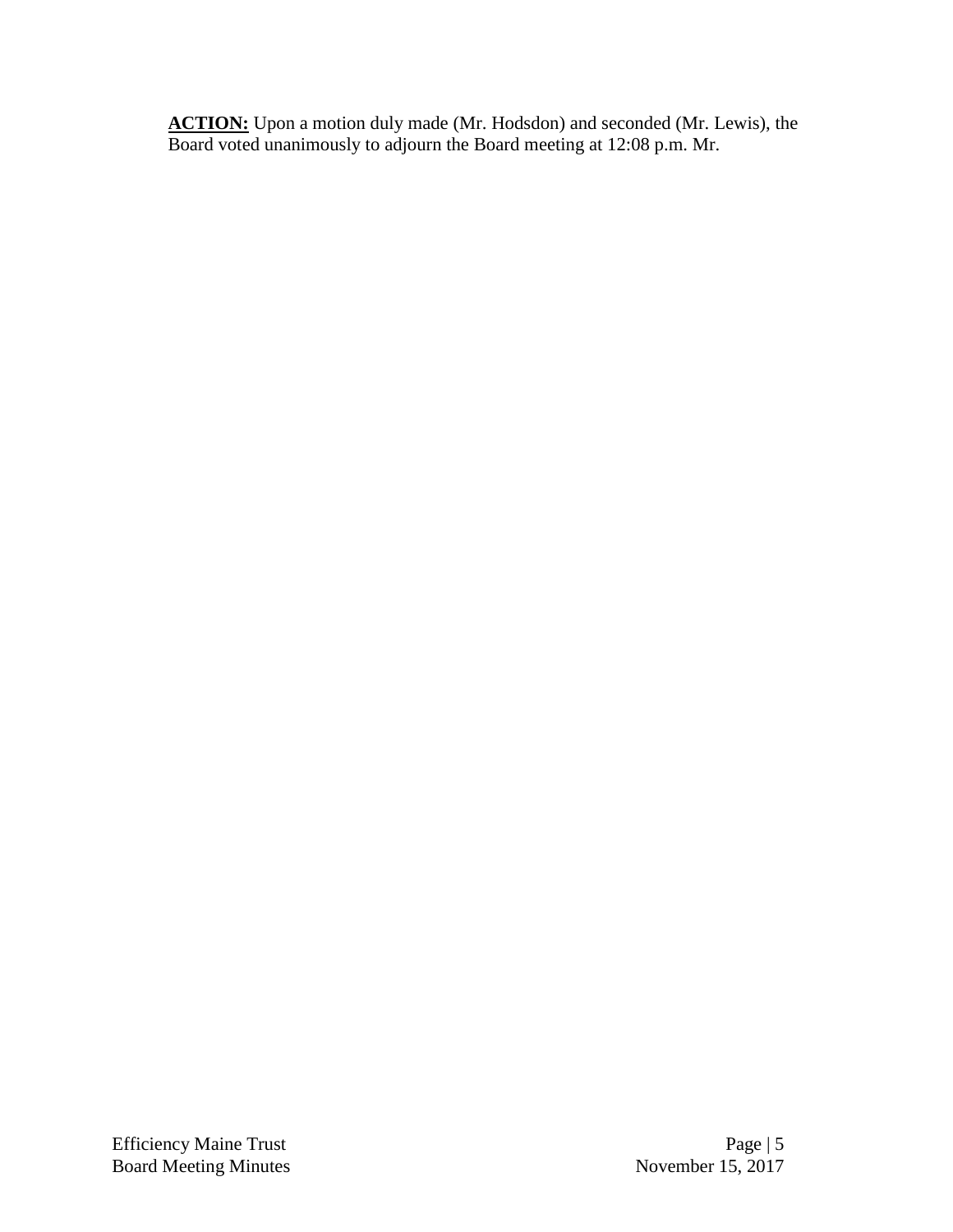**ACTION:** Upon a motion duly made (Mr. Hodsdon) and seconded (Mr. Lewis), the Board voted unanimously to adjourn the Board meeting at 12:08 p.m. Mr.